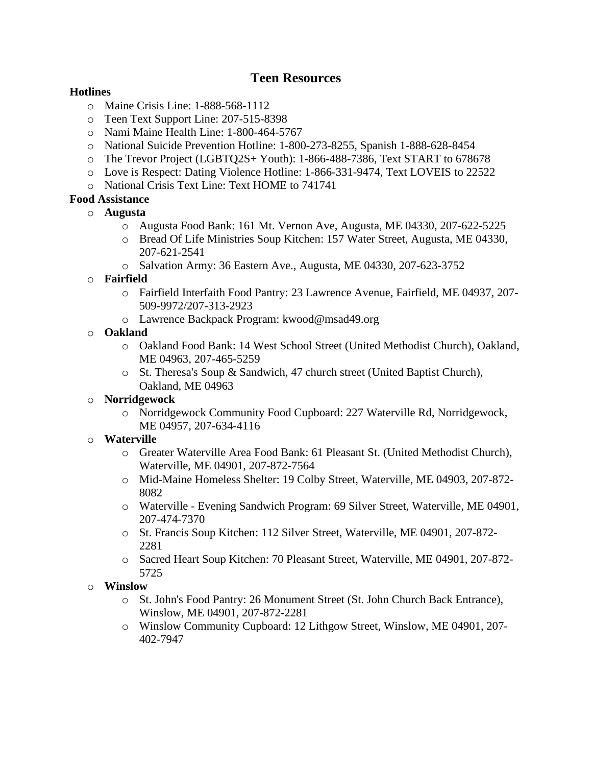# Teen Resources

**Hotlines**

- Maine Crisis Line: 1-888-568-1112
- Teen Text Support Line: 207-515-8398
- Nami Maine Health Line: 1-800-464-5767
- National Suicide Prevention Hotline: 1-800-273-8255, Spanish 1-888-628-8454
- The Trevor Project (LGBTQ2S+ Youth): 1-866-488-7386, Text START to 678678
- Love is Respect: Dating Violence Hotline: 1-866-331-9474, Text LOVEIS to 22522
- National Crisis Text Line: Text HOME to 741741

**Food Assistance**

- **Augusta**
  - Augusta Food Bank: 161 Mt. Vernon Ave, Augusta, ME 04330, 207-622-5225
  - Bread Of Life Ministries Soup Kitchen: 157 Water Street, Augusta, ME 04330, 207-621-2541
  - Salvation Army: 36 Eastern Ave., Augusta, ME 04330, 207-623-3752
- **Fairfield**
  - Fairfield Interfaith Food Pantry: 23 Lawrence Avenue, Fairfield, ME 04937, 207-509-9972/207-313-2923
  - Lawrence Backpack Program: kwood@msad49.org
- **Oakland**
  - Oakland Food Bank: 14 West School Street (United Methodist Church), Oakland, ME 04963, 207-465-5259
  - St. Theresa's Soup & Sandwich, 47 church street (United Baptist Church), Oakland, ME 04963
- **Norridgewock**
  - Norridgewock Community Food Cupboard: 227 Waterville Rd, Norridgewock, ME 04957, 207-634-4116
- **Waterville**
  - Greater Waterville Area Food Bank: 61 Pleasant St. (United Methodist Church), Waterville, ME 04901, 207-872-7564
  - Mid-Maine Homeless Shelter: 19 Colby Street, Waterville, ME 04903, 207-872-8082
  - Waterville - Evening Sandwich Program: 69 Silver Street, Waterville, ME 04901, 207-474-7370
  - St. Francis Soup Kitchen: 112 Silver Street, Waterville, ME 04901, 207-872-2281
  - Sacred Heart Soup Kitchen: 70 Pleasant Street, Waterville, ME 04901, 207-872-5725
- **Winslow**
  - St. John's Food Pantry: 26 Monument Street (St. John Church Back Entrance), Winslow, ME 04901, 207-872-2281
  - Winslow Community Cupboard: 12 Lithgow Street, Winslow, ME 04901, 207-402-7947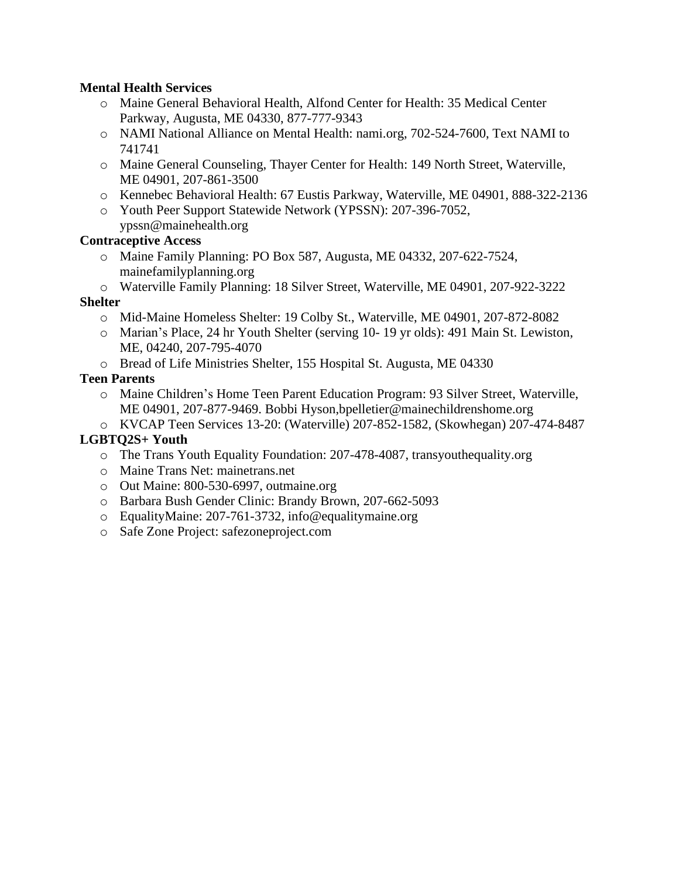**Mental Health Services**

- Maine General Behavioral Health, Alfond Center for Health: 35 Medical Center Parkway, Augusta, ME 04330, 877-777-9343
- NAMI National Alliance on Mental Health: nami.org, 702-524-7600, Text NAMI to 741741
- Maine General Counseling, Thayer Center for Health: 149 North Street, Waterville, ME 04901, 207-861-3500
- Kennebec Behavioral Health: 67 Eustis Parkway, Waterville, ME 04901, 888-322-2136
- Youth Peer Support Statewide Network (YPSSN): 207-396-7052, ypssn@mainehealth.org

**Contraceptive Access**

- Maine Family Planning: PO Box 587, Augusta, ME 04332, 207-622-7524, mainefamilyplanning.org
- Waterville Family Planning: 18 Silver Street, Waterville, ME 04901, 207-922-3222

**Shelter**

- Mid-Maine Homeless Shelter: 19 Colby St., Waterville, ME 04901, 207-872-8082
- Marian's Place, 24 hr Youth Shelter (serving 10- 19 yr olds): 491 Main St. Lewiston, ME, 04240, 207-795-4070
- Bread of Life Ministries Shelter, 155 Hospital St. Augusta, ME 04330

**Teen Parents**

- Maine Children's Home Teen Parent Education Program: 93 Silver Street, Waterville, ME 04901, 207-877-9469. Bobbi Hyson,bpelletier@mainechildrenshome.org
- KVCAP Teen Services 13-20: (Waterville) 207-852-1582, (Skowhegan) 207-474-8487

**LGBTQ2S+ Youth**

- The Trans Youth Equality Foundation: 207-478-4087, transyouthequality.org
- Maine Trans Net: mainetrans.net
- Out Maine: 800-530-6997, outmaine.org
- Barbara Bush Gender Clinic: Brandy Brown, 207-662-5093
- EqualityMaine: 207-761-3732, info@equalitymaine.org
- Safe Zone Project: safezoneproject.com